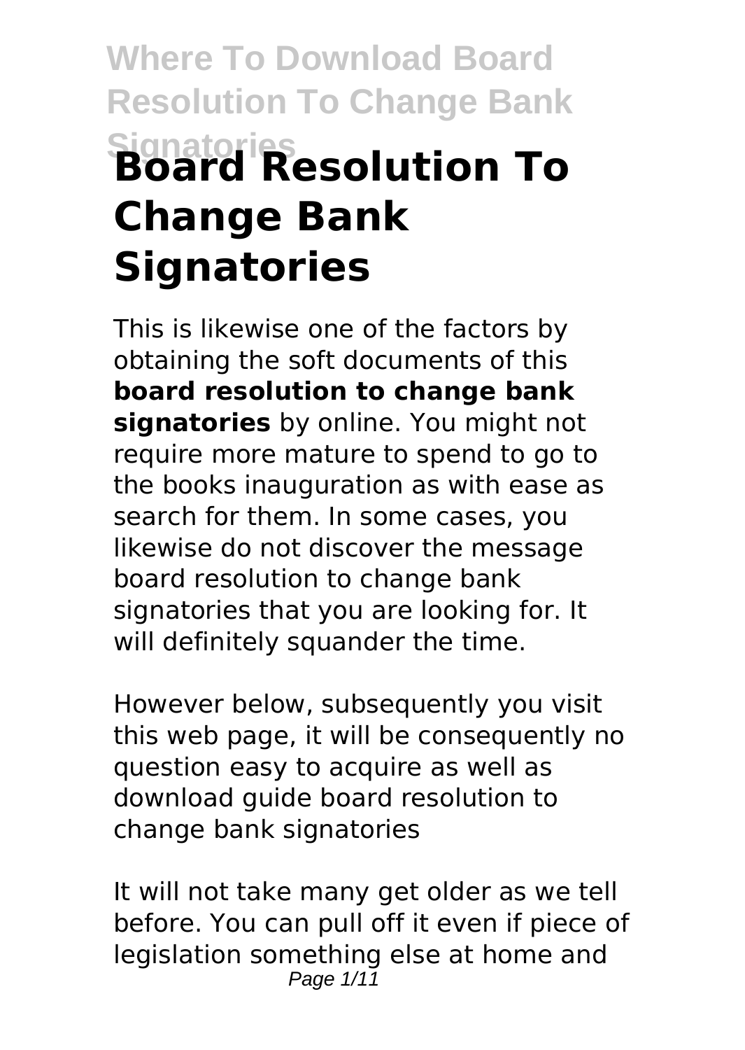# Board Resolution To Change Bank Signatories

This is likewise one of the factors by obtaining the soft documents of this **board resolution to change bank signatories** by online. You might not require more mature to spend to go to the books inauguration as with ease as search for them. In some cases, you likewise do not discover the message board resolution to change bank signatories that you are looking for. It will definitely squander the time.

However below, subsequently you visit this web page, it will be consequently no question easy to acquire as well as download guide board resolution to change bank signatories

It will not take many get older as we tell before. You can pull off it even if piece of legislation something else at home and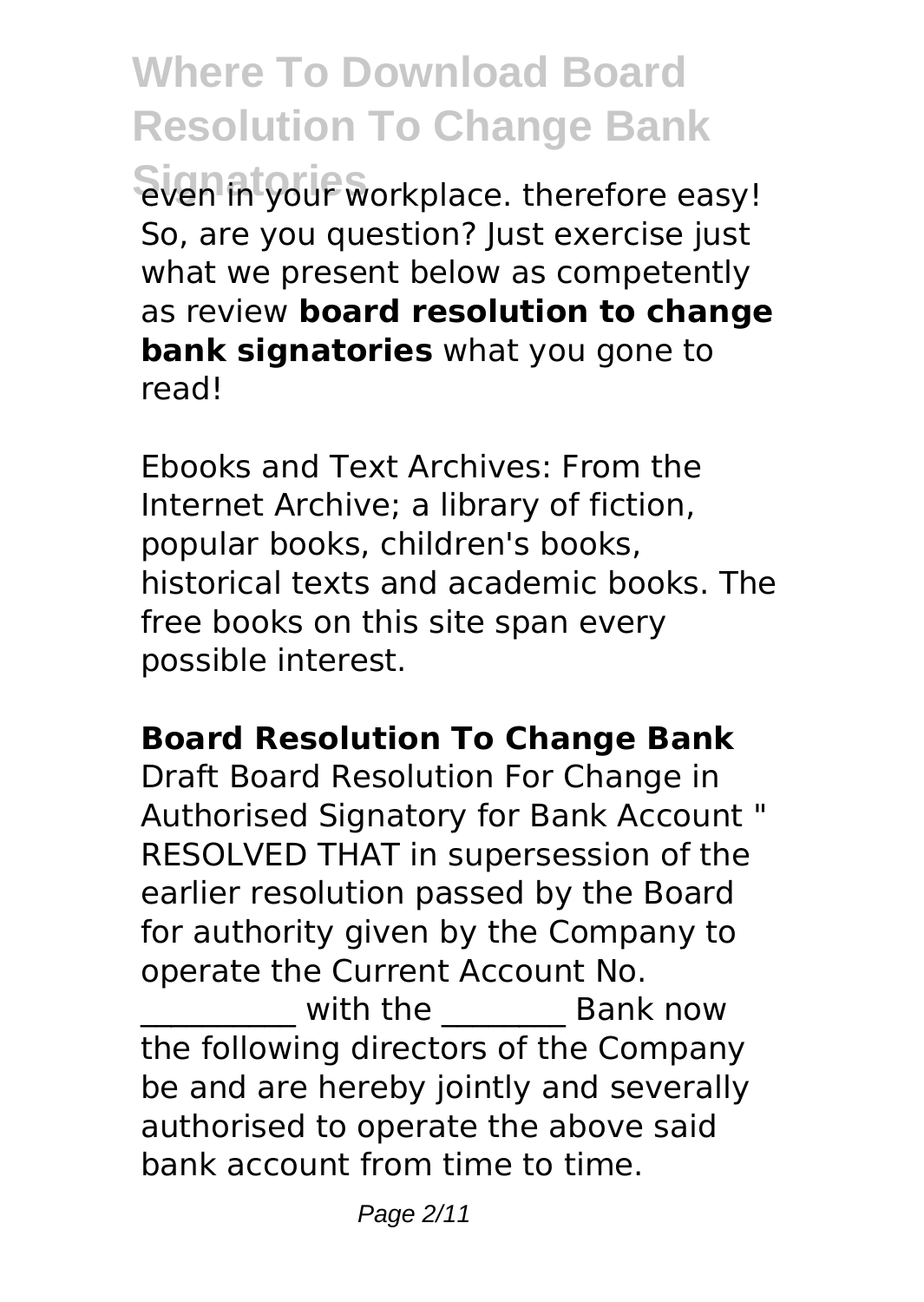even in your workplace. therefore easy! So, are you question? Just exercise just what we present below as competently as review **board resolution to change bank signatories** what you gone to read!

Ebooks and Text Archives: From the Internet Archive; a library of fiction, popular books, children's books, historical texts and academic books. The free books on this site span every possible interest.

**Board Resolution To Change Bank**

Draft Board Resolution For Change in Authorised Signatory for Bank Account " RESOLVED THAT in supersession of the earlier resolution passed by the Board for authority given by the Company to operate the Current Account No. __________ with the ________ Bank now the following directors of the Company be and are hereby jointly and severally authorised to operate the above said bank account from time to time.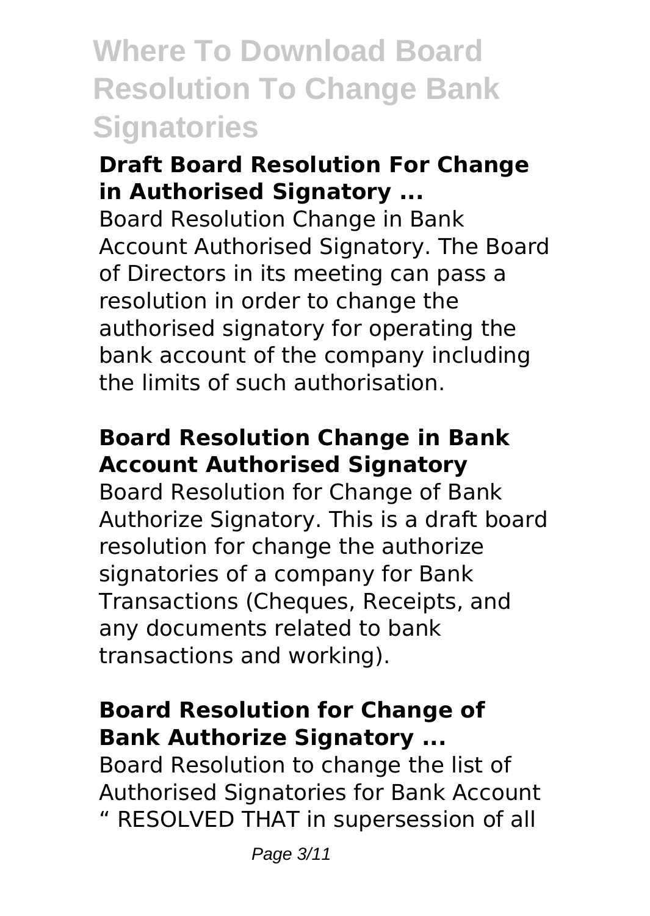### Draft Board Resolution For Change in Authorised Signatory ...

Board Resolution Change in Bank Account Authorised Signatory. The Board of Directors in its meeting can pass a resolution in order to change the authorised signatory for operating the bank account of the company including the limits of such authorisation.

### Board Resolution Change in Bank Account Authorised Signatory

Board Resolution for Change of Bank Authorize Signatory. This is a draft board resolution for change the authorize signatories of a company for Bank Transactions (Cheques, Receipts, and any documents related to bank transactions and working).

### Board Resolution for Change of Bank Authorize Signatory ...

Board Resolution to change the list of Authorised Signatories for Bank Account " RESOLVED THAT in supersession of all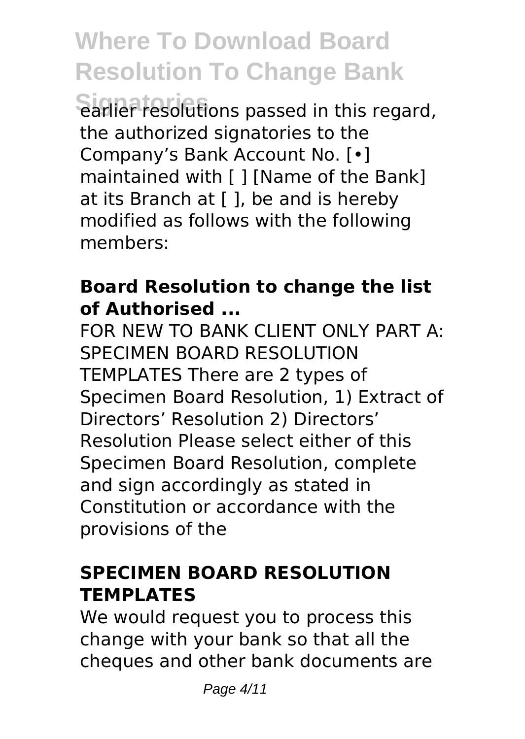earlier resolutions passed in this regard, the authorized signatories to the Company's Bank Account No. [•] maintained with [ ] [Name of the Bank] at its Branch at [ ], be and is hereby modified as follows with the following members:

### Board Resolution to change the list of Authorised ...

FOR NEW TO BANK CLIENT ONLY PART A: SPECIMEN BOARD RESOLUTION TEMPLATES There are 2 types of Specimen Board Resolution, 1) Extract of Directors' Resolution 2) Directors' Resolution Please select either of this Specimen Board Resolution, complete and sign accordingly as stated in Constitution or accordance with the provisions of the

### SPECIMEN BOARD RESOLUTION TEMPLATES

We would request you to process this change with your bank so that all the cheques and other bank documents are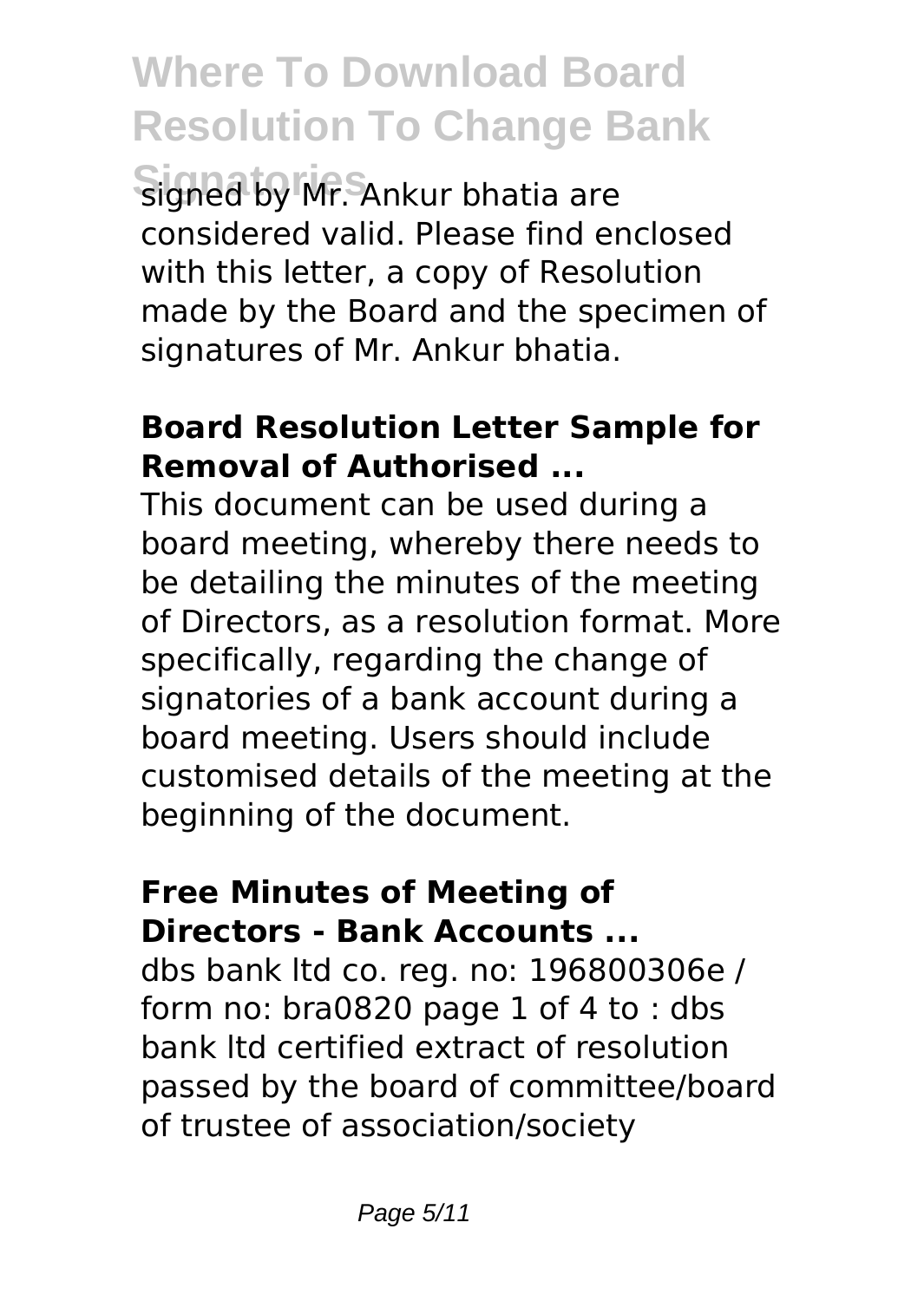signed by Mr. Ankur bhatia are considered valid. Please find enclosed with this letter, a copy of Resolution made by the Board and the specimen of signatures of Mr. Ankur bhatia.

### Board Resolution Letter Sample for Removal of Authorised ...

This document can be used during a board meeting, whereby there needs to be detailing the minutes of the meeting of Directors, as a resolution format. More specifically, regarding the change of signatories of a bank account during a board meeting. Users should include customised details of the meeting at the beginning of the document.

### Free Minutes of Meeting of Directors - Bank Accounts ...

dbs bank ltd co. reg. no: 196800306e / form no: bra0820 page 1 of 4 to : dbs bank ltd certified extract of resolution passed by the board of committee/board of trustee of association/society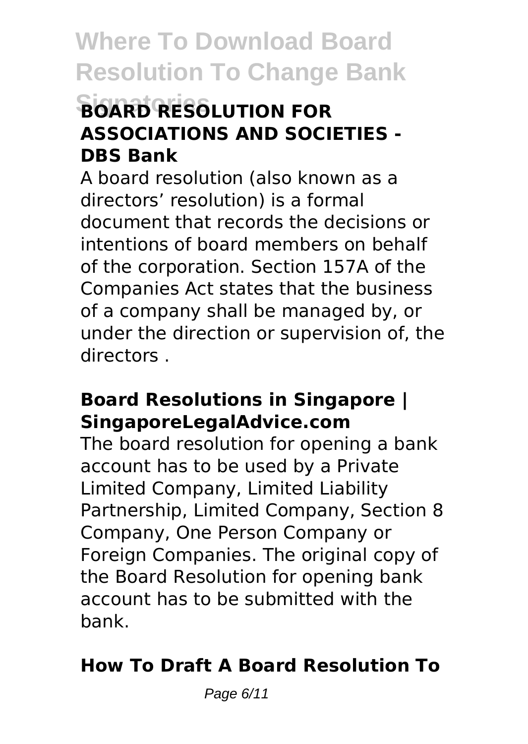### BOARD RESOLUTION FOR ASSOCIATIONS AND SOCIETIES - DBS Bank

A board resolution (also known as a directors' resolution) is a formal document that records the decisions or intentions of board members on behalf of the corporation. Section 157A of the Companies Act states that the business of a company shall be managed by, or under the direction or supervision of, the directors .

### Board Resolutions in Singapore | SingaporeLegalAdvice.com

The board resolution for opening a bank account has to be used by a Private Limited Company, Limited Liability Partnership, Limited Company, Section 8 Company, One Person Company or Foreign Companies. The original copy of the Board Resolution for opening bank account has to be submitted with the bank.

### How To Draft A Board Resolution To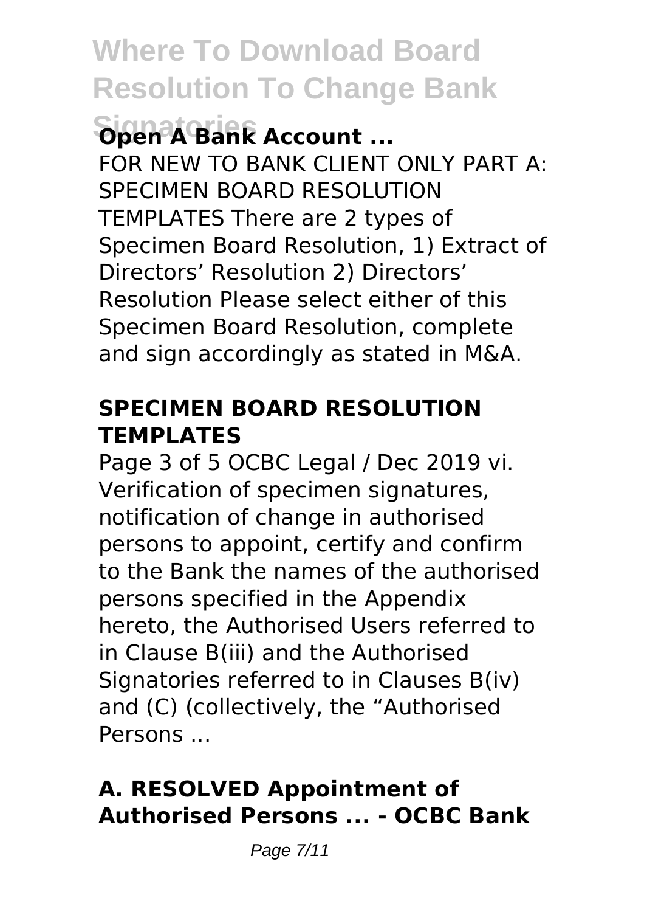**Open A Bank Account ...**

FOR NEW TO BANK CLIENT ONLY PART A: SPECIMEN BOARD RESOLUTION TEMPLATES There are 2 types of Specimen Board Resolution, 1) Extract of Directors' Resolution 2) Directors' Resolution Please select either of this Specimen Board Resolution, complete and sign accordingly as stated in M&A.

### SPECIMEN BOARD RESOLUTION TEMPLATES

Page 3 of 5 OCBC Legal / Dec 2019 vi. Verification of specimen signatures, notification of change in authorised persons to appoint, certify and confirm to the Bank the names of the authorised persons specified in the Appendix hereto, the Authorised Users referred to in Clause B(iii) and the Authorised Signatories referred to in Clauses B(iv) and (C) (collectively, the "Authorised Persons ...

### A. RESOLVED Appointment of Authorised Persons ... - OCBC Bank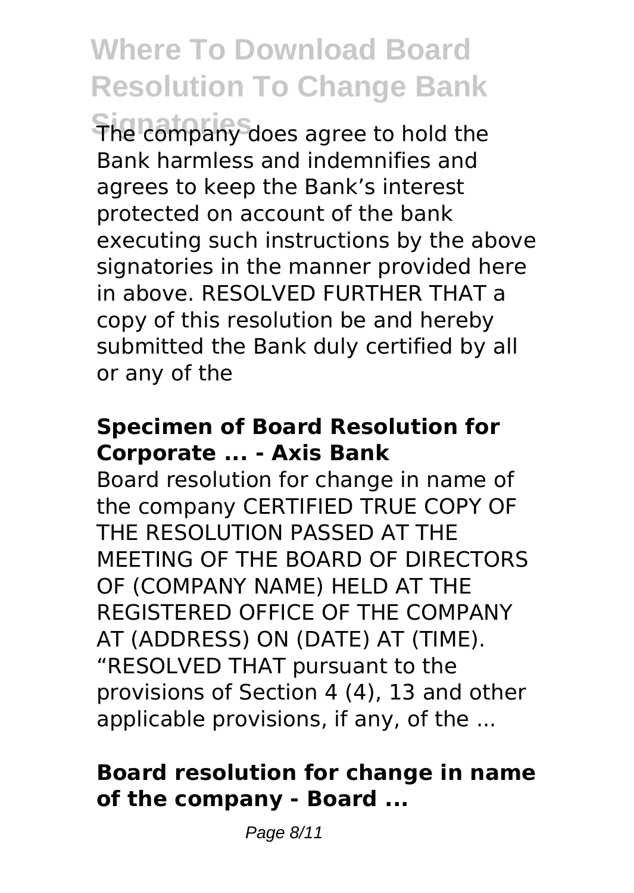The company does agree to hold the Bank harmless and indemnifies and agrees to keep the Bank's interest protected on account of the bank executing such instructions by the above signatories in the manner provided here in above. RESOLVED FURTHER THAT a copy of this resolution be and hereby submitted the Bank duly certified by all or any of the

**Specimen of Board Resolution for Corporate ... - Axis Bank**

Board resolution for change in name of the company CERTIFIED TRUE COPY OF THE RESOLUTION PASSED AT THE MEETING OF THE BOARD OF DIRECTORS OF (COMPANY NAME) HELD AT THE REGISTERED OFFICE OF THE COMPANY AT (ADDRESS) ON (DATE) AT (TIME). "RESOLVED THAT pursuant to the provisions of Section 4 (4), 13 and other applicable provisions, if any, of the ...

**Board resolution for change in name of the company - Board ...**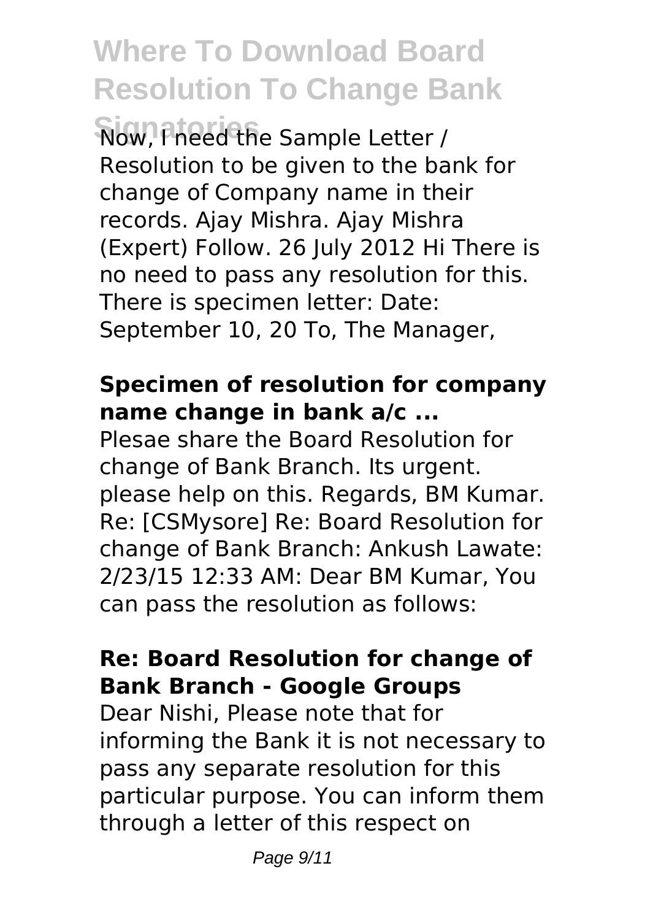Now, I need the Sample Letter / Resolution to be given to the bank for change of Company name in their records. Ajay Mishra. Ajay Mishra (Expert) Follow. 26 July 2012 Hi There is no need to pass any resolution for this. There is specimen letter: Date: September 10, 20 To, The Manager,

**Specimen of resolution for company name change in bank a/c ...**

Plesae share the Board Resolution for change of Bank Branch. Its urgent. please help on this. Regards, BM Kumar. Re: [CSMysore] Re: Board Resolution for change of Bank Branch: Ankush Lawate: 2/23/15 12:33 AM: Dear BM Kumar, You can pass the resolution as follows:

**Re: Board Resolution for change of Bank Branch - Google Groups**

Dear Nishi, Please note that for informing the Bank it is not necessary to pass any separate resolution for this particular purpose. You can inform them through a letter of this respect on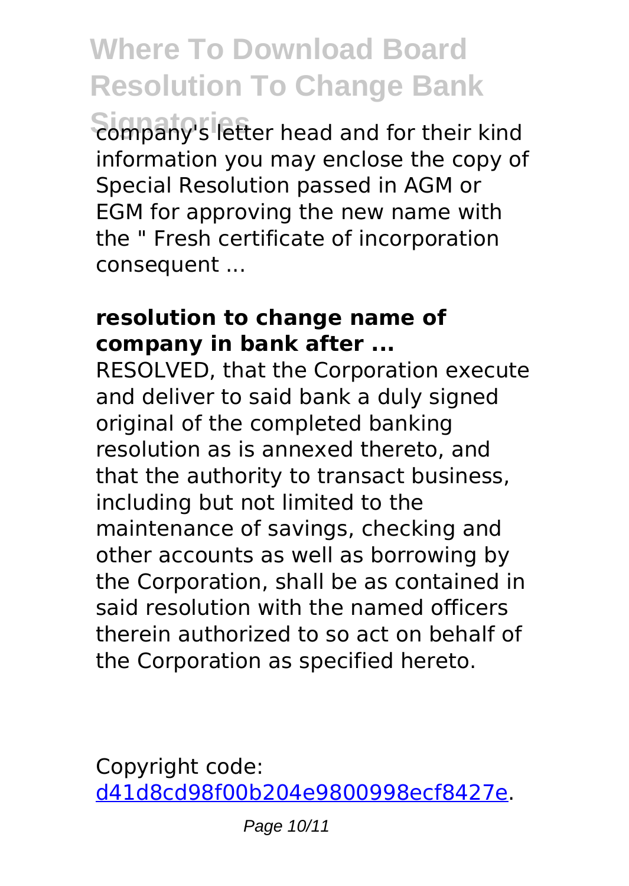company's letter head and for their kind information you may enclose the copy of Special Resolution passed in AGM or EGM for approving the new name with the " Fresh certificate of incorporation consequent ...

**resolution to change name of company in bank after ...**

RESOLVED, that the Corporation execute and deliver to said bank a duly signed original of the completed banking resolution as is annexed thereto, and that the authority to transact business, including but not limited to the maintenance of savings, checking and other accounts as well as borrowing by the Corporation, shall be as contained in said resolution with the named officers therein authorized to so act on behalf of the Corporation as specified hereto.

Copyright code: d41d8cd98f00b204e9800998ecf8427e.